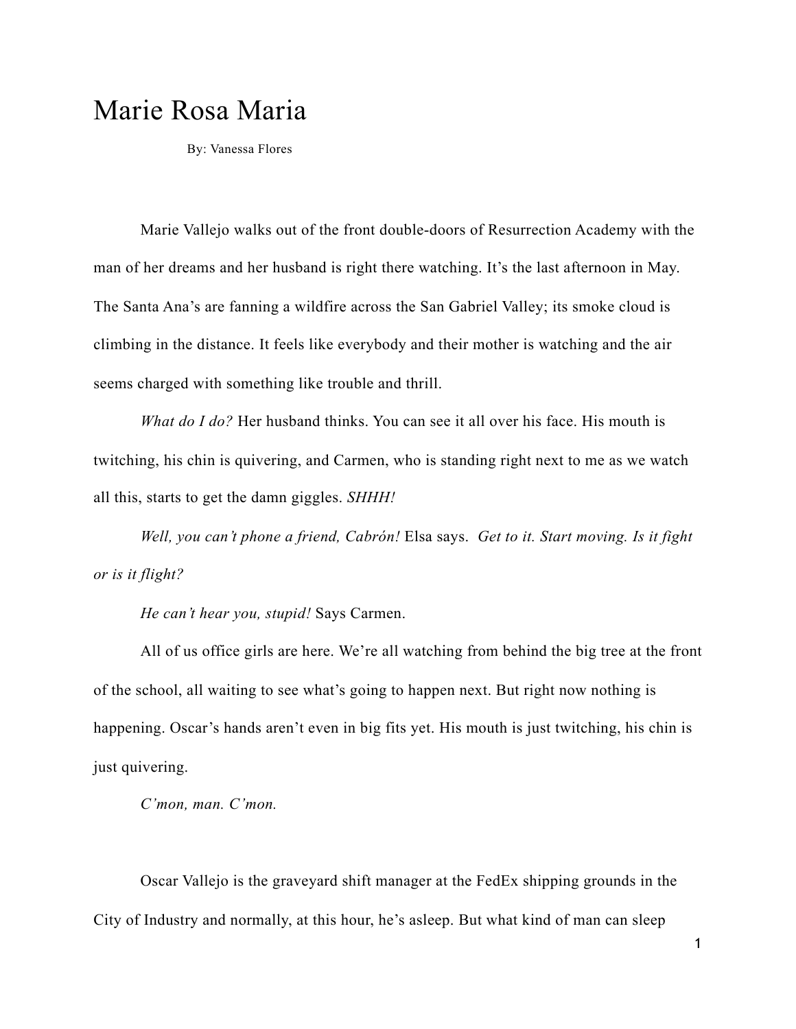# Marie Rosa Maria

By: Vanessa Flores

Marie Vallejo walks out of the front double-doors of Resurrection Academy with the man of her dreams and her husband is right there watching. It's the last afternoon in May. The Santa Ana's are fanning a wildfire across the San Gabriel Valley; its smoke cloud is climbing in the distance. It feels like everybody and their mother is watching and the air seems charged with something like trouble and thrill.

*What do I do?* Her husband thinks. You can see it all over his face. His mouth is twitching, his chin is quivering, and Carmen, who is standing right next to me as we watch all this, starts to get the damn giggles. *SHHH!*

*Well, you can't phone a friend, Cabrón!* Elsa says. *Get to it. Start moving. Is it fight or is it flight?*

*He can't hear you, stupid!* Says Carmen.

All of us office girls are here. We're all watching from behind the big tree at the front of the school, all waiting to see what's going to happen next. But right now nothing is happening. Oscar's hands aren't even in big fits yet. His mouth is just twitching, his chin is just quivering.

*C'mon, man. C'mon.*

Oscar Vallejo is the graveyard shift manager at the FedEx shipping grounds in the City of Industry and normally, at this hour, he's asleep. But what kind of man can sleep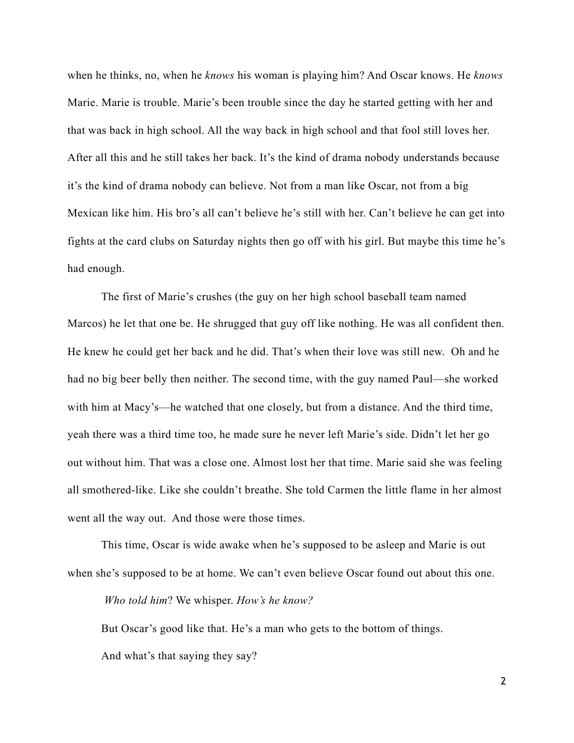when he thinks, no, when he *knows* his woman is playing him? And Oscar knows. He *knows* Marie. Marie is trouble. Marie's been trouble since the day he started getting with her and that was back in high school. All the way back in high school and that fool still loves her. After all this and he still takes her back. It's the kind of drama nobody understands because it's the kind of drama nobody can believe. Not from a man like Oscar, not from a big Mexican like him. His bro's all can't believe he's still with her. Can't believe he can get into fights at the card clubs on Saturday nights then go off with his girl. But maybe this time he's had enough.

The first of Marie's crushes (the guy on her high school baseball team named Marcos) he let that one be. He shrugged that guy off like nothing. He was all confident then. He knew he could get her back and he did. That's when their love was still new. Oh and he had no big beer belly then neither. The second time, with the guy named Paul—she worked with him at Macy's—he watched that one closely, but from a distance. And the third time, yeah there was a third time too, he made sure he never left Marie's side. Didn't let her go out without him. That was a close one. Almost lost her that time. Marie said she was feeling all smothered-like. Like she couldn't breathe. She told Carmen the little flame in her almost went all the way out. And those were those times.

This time, Oscar is wide awake when he's supposed to be asleep and Marie is out when she's supposed to be at home. We can't even believe Oscar found out about this one.

*Who told him*? We whisper. *How's he know?*

But Oscar's good like that. He's a man who gets to the bottom of things.

And what's that saying they say?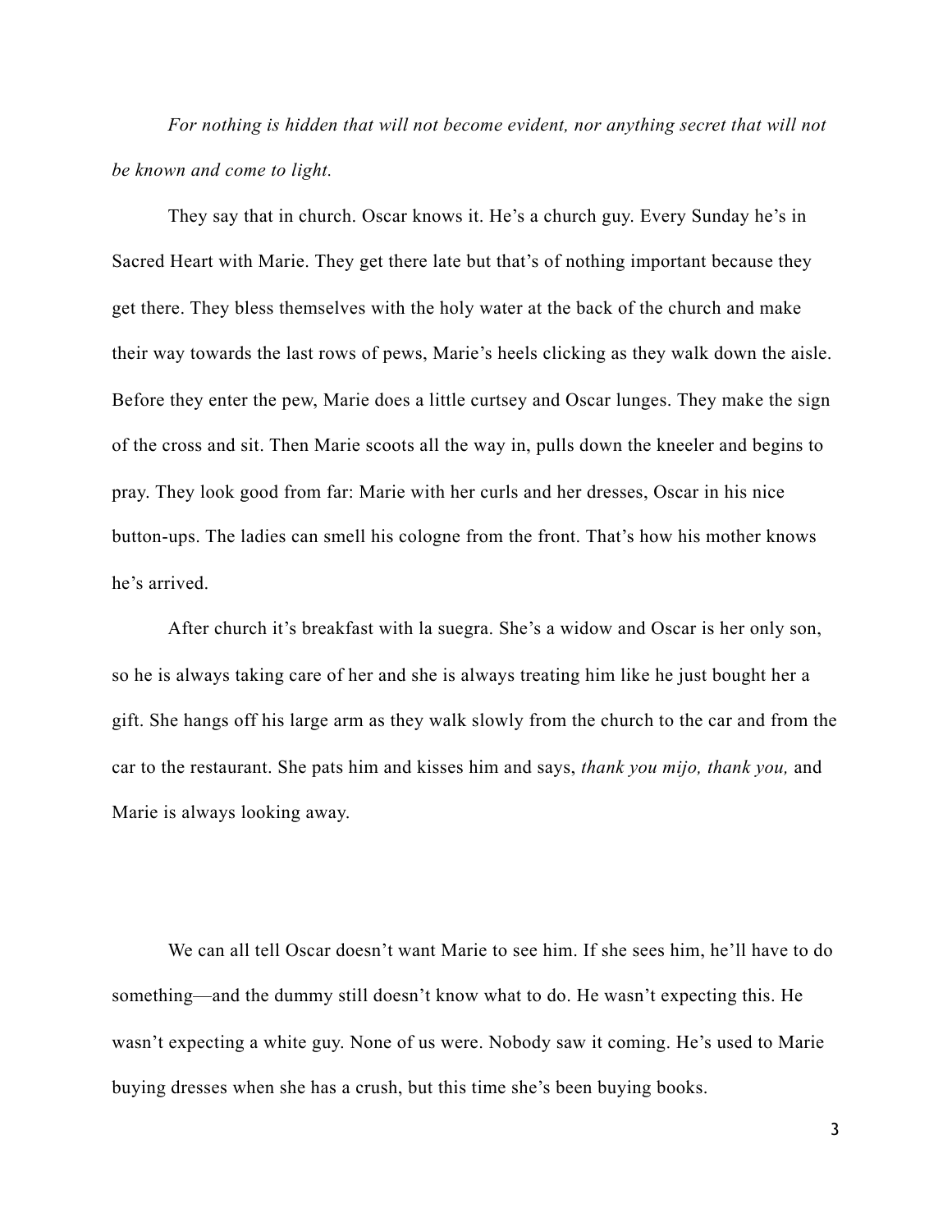*For nothing is hidden that will not become evident, nor anything secret that will not be known and come to light.*

They say that in church. Oscar knows it. He's a church guy. Every Sunday he's in Sacred Heart with Marie. They get there late but that's of nothing important because they get there. They bless themselves with the holy water at the back of the church and make their way towards the last rows of pews, Marie's heels clicking as they walk down the aisle. Before they enter the pew, Marie does a little curtsey and Oscar lunges. They make the sign of the cross and sit. Then Marie scoots all the way in, pulls down the kneeler and begins to pray. They look good from far: Marie with her curls and her dresses, Oscar in his nice button-ups. The ladies can smell his cologne from the front. That's how his mother knows he's arrived.

After church it's breakfast with la suegra. She's a widow and Oscar is her only son, so he is always taking care of her and she is always treating him like he just bought her a gift. She hangs off his large arm as they walk slowly from the church to the car and from the car to the restaurant. She pats him and kisses him and says, *thank you mijo, thank you,* and Marie is always looking away.

We can all tell Oscar doesn't want Marie to see him. If she sees him, he'll have to do something—and the dummy still doesn't know what to do. He wasn't expecting this. He wasn't expecting a white guy. None of us were. Nobody saw it coming. He's used to Marie buying dresses when she has a crush, but this time she's been buying books.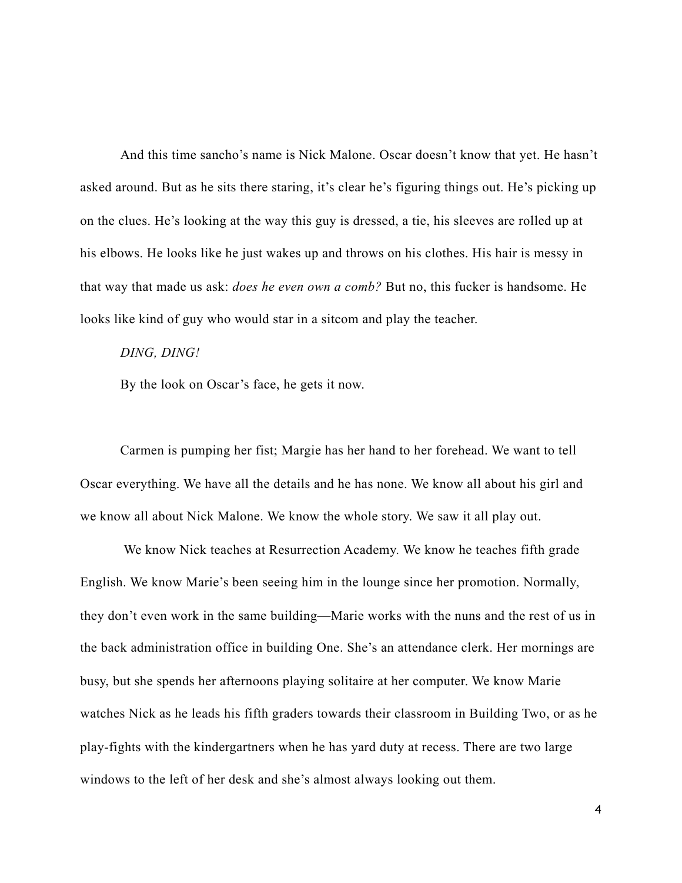And this time sancho's name is Nick Malone. Oscar doesn't know that yet. He hasn't asked around. But as he sits there staring, it's clear he's figuring things out. He's picking up on the clues. He's looking at the way this guy is dressed, a tie, his sleeves are rolled up at his elbows. He looks like he just wakes up and throws on his clothes. His hair is messy in that way that made us ask: *does he even own a comb?* But no, this fucker is handsome. He looks like kind of guy who would star in a sitcom and play the teacher.

*DING, DING!*

By the look on Oscar's face, he gets it now.

Carmen is pumping her fist; Margie has her hand to her forehead. We want to tell Oscar everything. We have all the details and he has none. We know all about his girl and we know all about Nick Malone. We know the whole story. We saw it all play out.

We know Nick teaches at Resurrection Academy. We know he teaches fifth grade English. We know Marie's been seeing him in the lounge since her promotion. Normally, they don't even work in the same building—Marie works with the nuns and the rest of us in the back administration office in building One. She's an attendance clerk. Her mornings are busy, but she spends her afternoons playing solitaire at her computer. We know Marie watches Nick as he leads his fifth graders towards their classroom in Building Two, or as he play-fights with the kindergartners when he has yard duty at recess. There are two large windows to the left of her desk and she's almost always looking out them.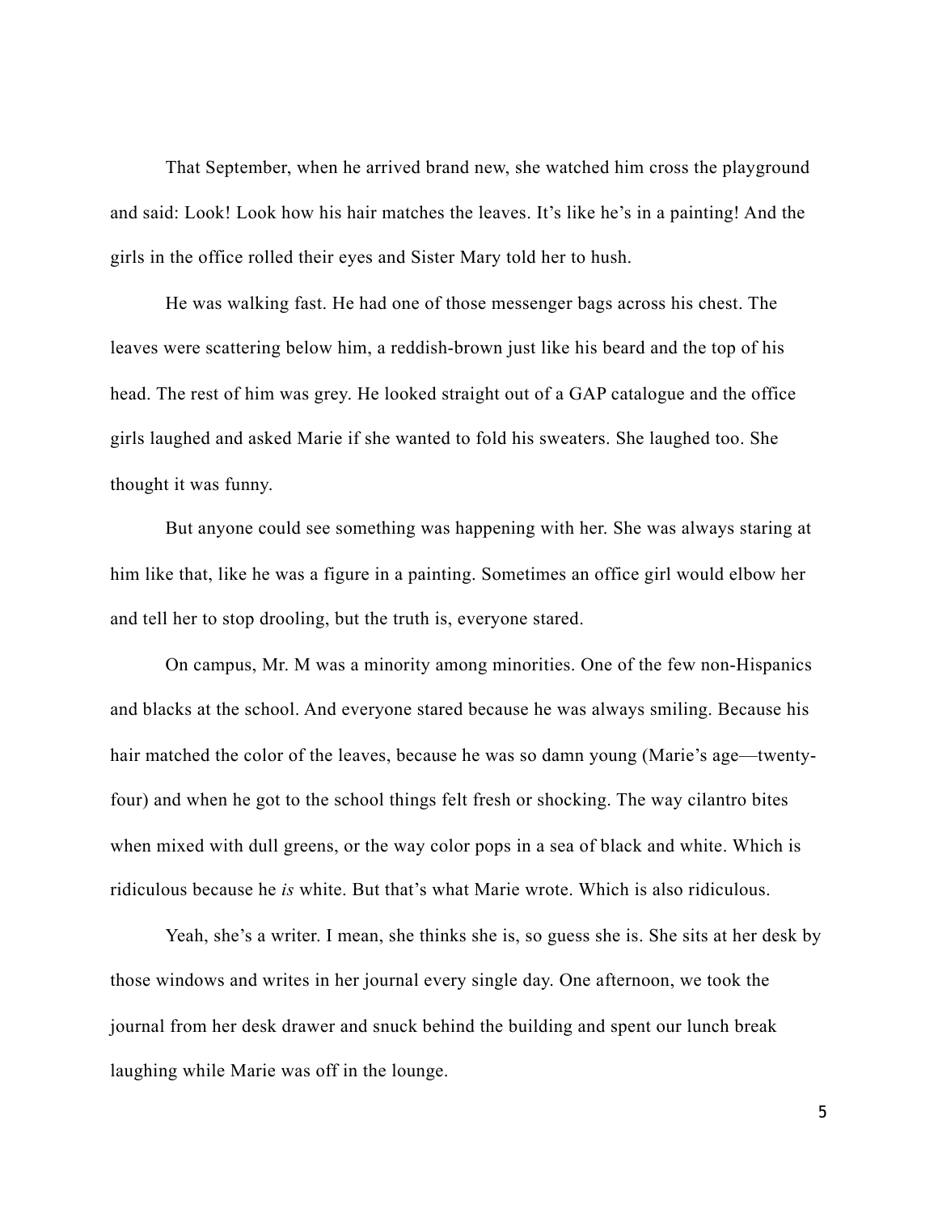That September, when he arrived brand new, she watched him cross the playground and said: Look! Look how his hair matches the leaves. It's like he's in a painting! And the girls in the office rolled their eyes and Sister Mary told her to hush.

He was walking fast. He had one of those messenger bags across his chest. The leaves were scattering below him, a reddish-brown just like his beard and the top of his head. The rest of him was grey. He looked straight out of a GAP catalogue and the office girls laughed and asked Marie if she wanted to fold his sweaters. She laughed too. She thought it was funny.

But anyone could see something was happening with her. She was always staring at him like that, like he was a figure in a painting. Sometimes an office girl would elbow her and tell her to stop drooling, but the truth is, everyone stared.

On campus, Mr. M was a minority among minorities. One of the few non-Hispanics and blacks at the school. And everyone stared because he was always smiling. Because his hair matched the color of the leaves, because he was so damn young (Marie's age—twenty-four) and when he got to the school things felt fresh or shocking. The way cilantro bites when mixed with dull greens, or the way color pops in a sea of black and white. Which is ridiculous because he *is* white. But that's what Marie wrote. Which is also ridiculous.

Yeah, she's a writer. I mean, she thinks she is, so guess she is. She sits at her desk by those windows and writes in her journal every single day. One afternoon, we took the journal from her desk drawer and snuck behind the building and spent our lunch break laughing while Marie was off in the lounge.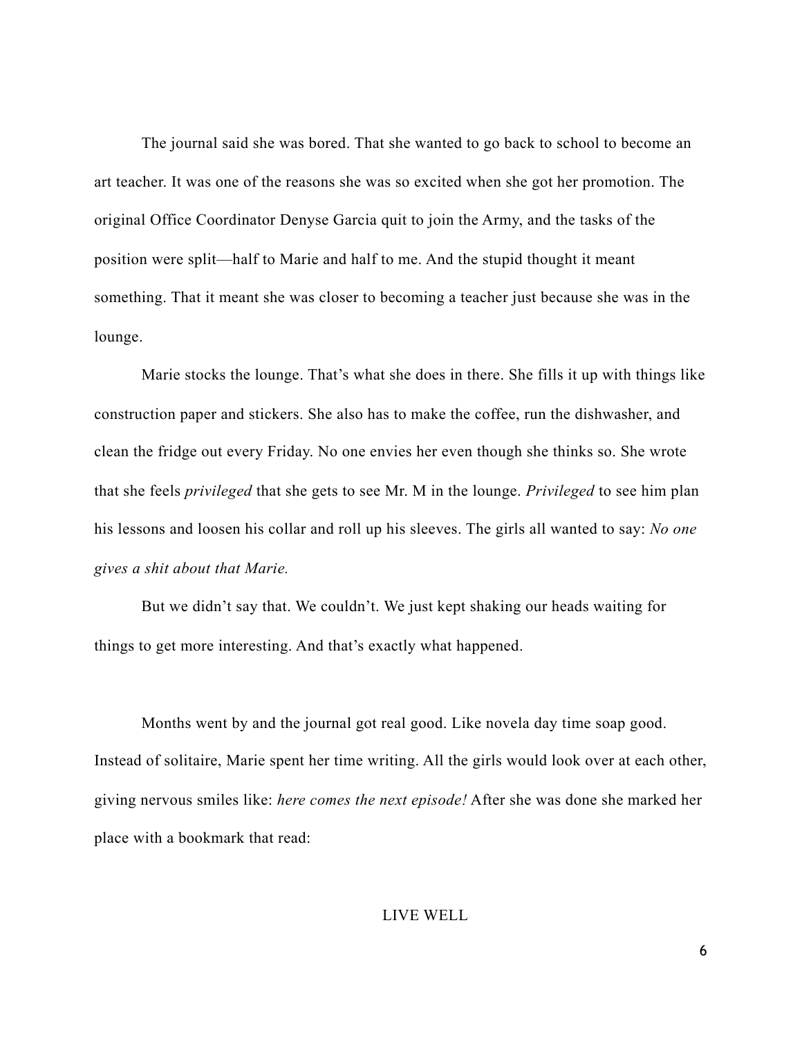The journal said she was bored. That she wanted to go back to school to become an art teacher. It was one of the reasons she was so excited when she got her promotion. The original Office Coordinator Denyse Garcia quit to join the Army, and the tasks of the position were split—half to Marie and half to me. And the stupid thought it meant something. That it meant she was closer to becoming a teacher just because she was in the lounge.

Marie stocks the lounge. That's what she does in there. She fills it up with things like construction paper and stickers. She also has to make the coffee, run the dishwasher, and clean the fridge out every Friday. No one envies her even though she thinks so. She wrote that she feels *privileged* that she gets to see Mr. M in the lounge. *Privileged* to see him plan his lessons and loosen his collar and roll up his sleeves. The girls all wanted to say: *No one gives a shit about that Marie.*

But we didn't say that. We couldn't. We just kept shaking our heads waiting for things to get more interesting. And that's exactly what happened.

Months went by and the journal got real good. Like novela day time soap good. Instead of solitaire, Marie spent her time writing. All the girls would look over at each other, giving nervous smiles like: *here comes the next episode!* After she was done she marked her place with a bookmark that read:

LIVE WELL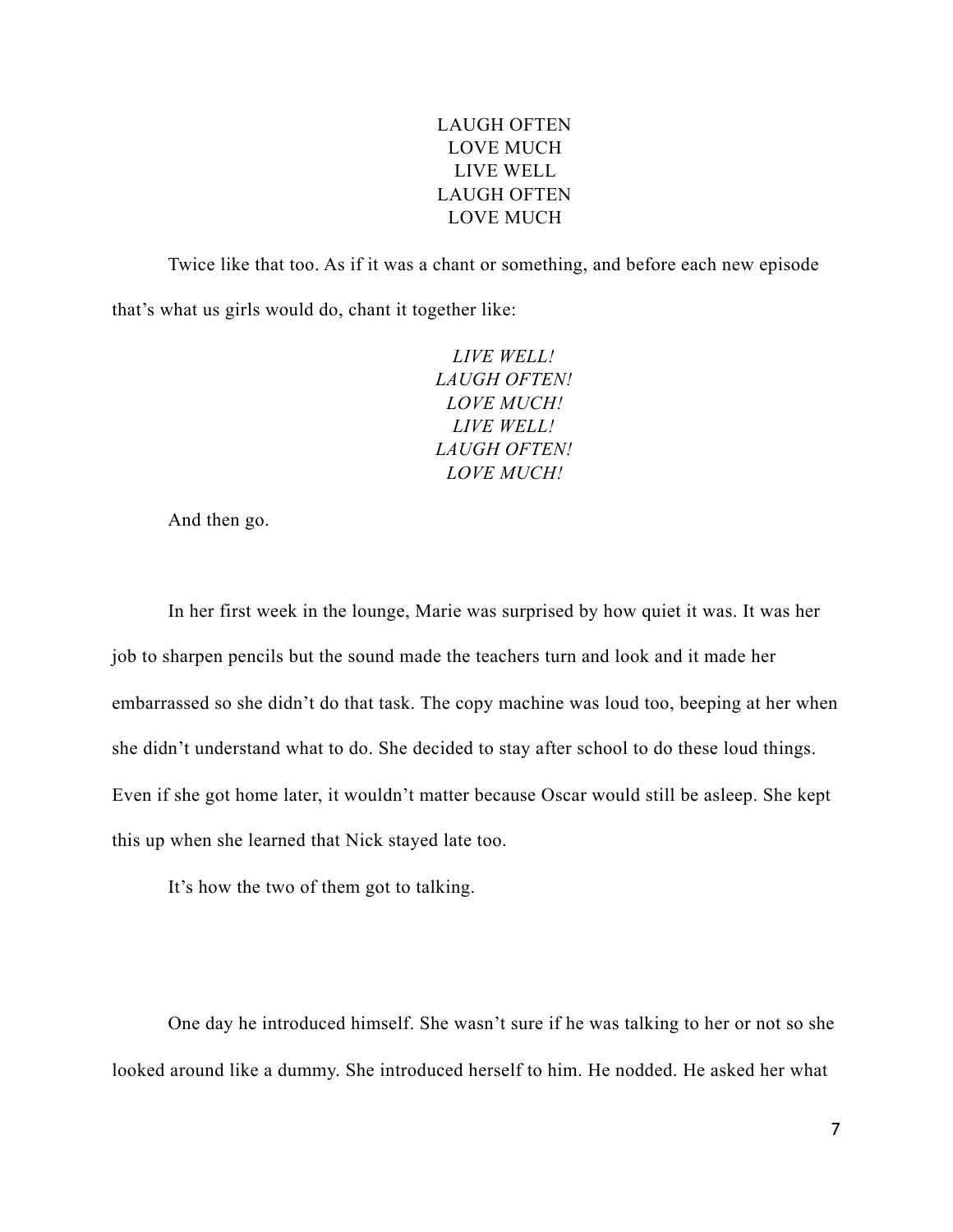LAUGH OFTEN  
LOVE MUCH  
LIVE WELL  
LAUGH OFTEN  
LOVE MUCH

Twice like that too. As if it was a chant or something, and before each new episode that's what us girls would do, chant it together like:

*LIVE WELL!*  
*LAUGH OFTEN!*  
*LOVE MUCH!*  
*LIVE WELL!*  
*LAUGH OFTEN!*  
*LOVE MUCH!*

And then go.

In her first week in the lounge, Marie was surprised by how quiet it was. It was her job to sharpen pencils but the sound made the teachers turn and look and it made her embarrassed so she didn't do that task. The copy machine was loud too, beeping at her when she didn't understand what to do. She decided to stay after school to do these loud things. Even if she got home later, it wouldn't matter because Oscar would still be asleep. She kept this up when she learned that Nick stayed late too.

It's how the two of them got to talking.

One day he introduced himself. She wasn't sure if he was talking to her or not so she looked around like a dummy. She introduced herself to him. He nodded. He asked her what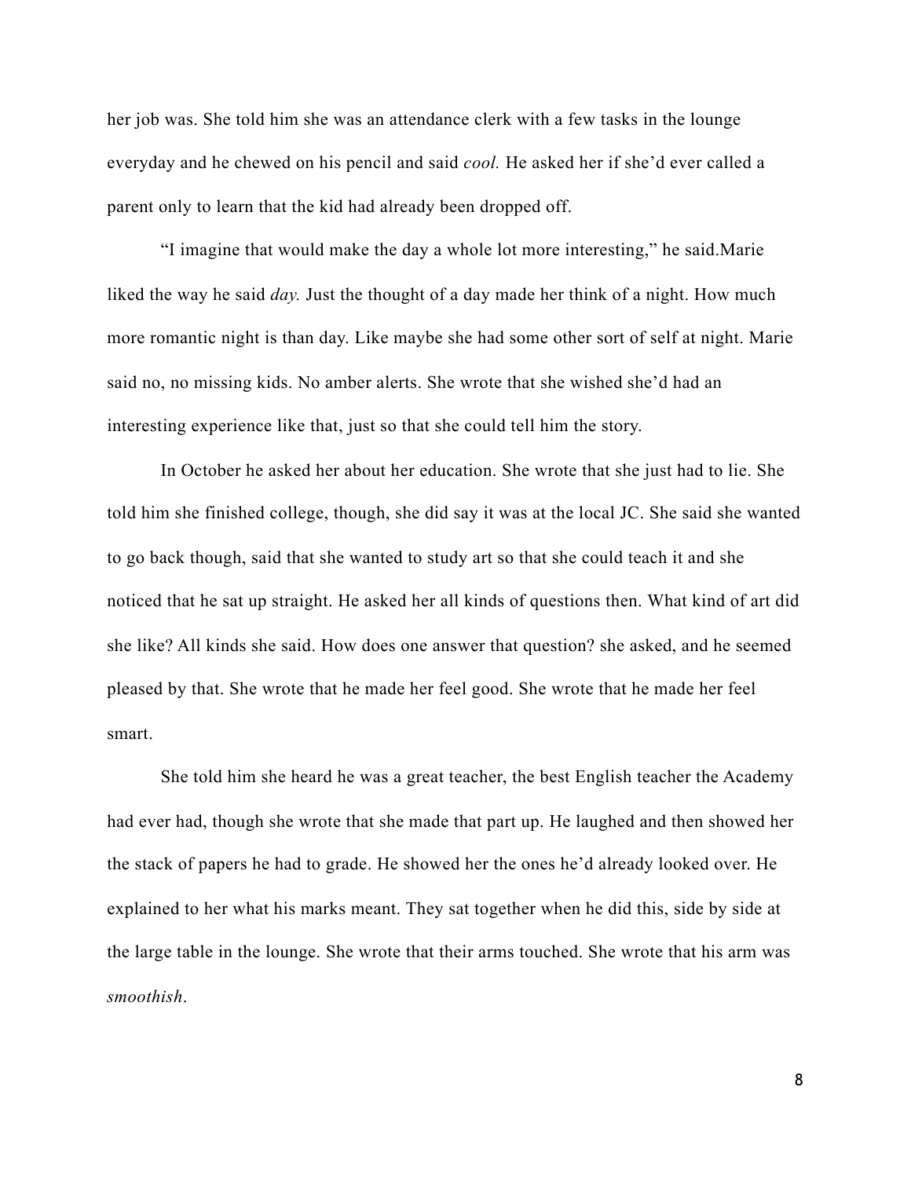her job was. She told him she was an attendance clerk with a few tasks in the lounge everyday and he chewed on his pencil and said *cool.* He asked her if she'd ever called a parent only to learn that the kid had already been dropped off.

"I imagine that would make the day a whole lot more interesting," he said.Marie liked the way he said *day.* Just the thought of a day made her think of a night. How much more romantic night is than day. Like maybe she had some other sort of self at night. Marie said no, no missing kids. No amber alerts. She wrote that she wished she'd had an interesting experience like that, just so that she could tell him the story.

In October he asked her about her education. She wrote that she just had to lie. She told him she finished college, though, she did say it was at the local JC. She said she wanted to go back though, said that she wanted to study art so that she could teach it and she noticed that he sat up straight. He asked her all kinds of questions then. What kind of art did she like? All kinds she said. How does one answer that question? she asked, and he seemed pleased by that. She wrote that he made her feel good. She wrote that he made her feel smart.

She told him she heard he was a great teacher, the best English teacher the Academy had ever had, though she wrote that she made that part up. He laughed and then showed her the stack of papers he had to grade. He showed her the ones he'd already looked over. He explained to her what his marks meant. They sat together when he did this, side by side at the large table in the lounge. She wrote that their arms touched. She wrote that his arm was *smoothish*.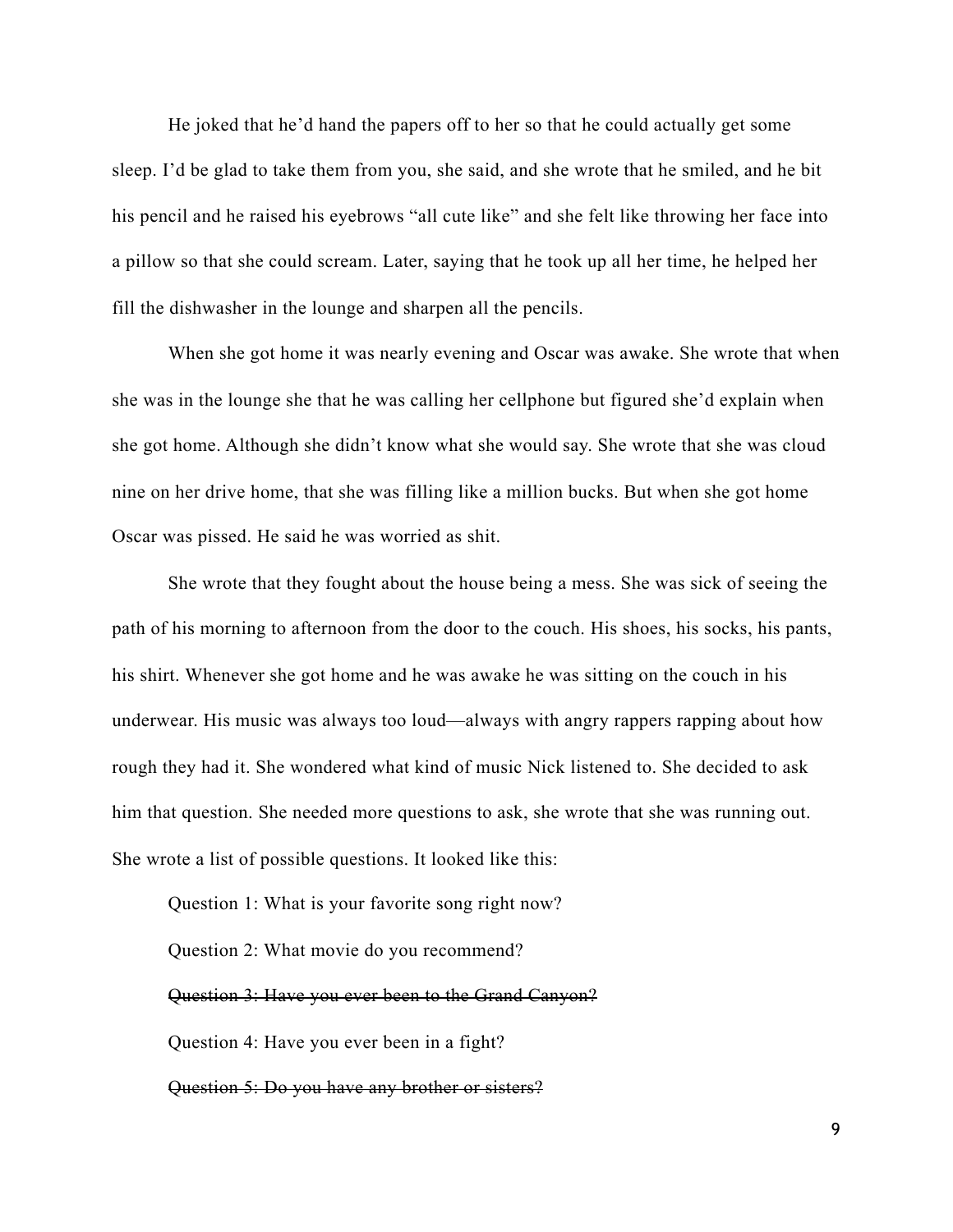He joked that he'd hand the papers off to her so that he could actually get some sleep. I'd be glad to take them from you, she said, and she wrote that he smiled, and he bit his pencil and he raised his eyebrows "all cute like" and she felt like throwing her face into a pillow so that she could scream. Later, saying that he took up all her time, he helped her fill the dishwasher in the lounge and sharpen all the pencils.

When she got home it was nearly evening and Oscar was awake. She wrote that when she was in the lounge she that he was calling her cellphone but figured she'd explain when she got home. Although she didn't know what she would say. She wrote that she was cloud nine on her drive home, that she was filling like a million bucks. But when she got home Oscar was pissed. He said he was worried as shit.

She wrote that they fought about the house being a mess. She was sick of seeing the path of his morning to afternoon from the door to the couch. His shoes, his socks, his pants, his shirt. Whenever she got home and he was awake he was sitting on the couch in his underwear. His music was always too loud—always with angry rappers rapping about how rough they had it. She wondered what kind of music Nick listened to. She decided to ask him that question. She needed more questions to ask, she wrote that she was running out. She wrote a list of possible questions. It looked like this:

Question 1: What is your favorite song right now?

Question 2: What movie do you recommend?

~~Question 3: Have you ever been to the Grand Canyon?~~

Question 4: Have you ever been in a fight?

~~Question 5: Do you have any brother or sisters?~~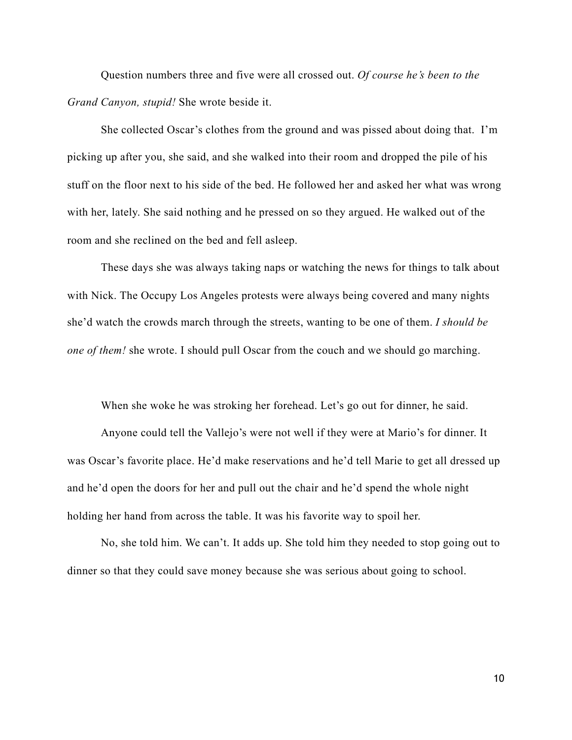Question numbers three and five were all crossed out. *Of course he's been to the Grand Canyon, stupid!* She wrote beside it.

She collected Oscar's clothes from the ground and was pissed about doing that.  I'm picking up after you, she said, and she walked into their room and dropped the pile of his stuff on the floor next to his side of the bed. He followed her and asked her what was wrong with her, lately. She said nothing and he pressed on so they argued. He walked out of the room and she reclined on the bed and fell asleep.

These days she was always taking naps or watching the news for things to talk about with Nick. The Occupy Los Angeles protests were always being covered and many nights she'd watch the crowds march through the streets, wanting to be one of them. *I should be one of them!* she wrote. I should pull Oscar from the couch and we should go marching.

When she woke he was stroking her forehead. Let's go out for dinner, he said.

Anyone could tell the Vallejo's were not well if they were at Mario's for dinner. It was Oscar's favorite place. He'd make reservations and he'd tell Marie to get all dressed up and he'd open the doors for her and pull out the chair and he'd spend the whole night holding her hand from across the table. It was his favorite way to spoil her.

No, she told him. We can't. It adds up. She told him they needed to stop going out to dinner so that they could save money because she was serious about going to school.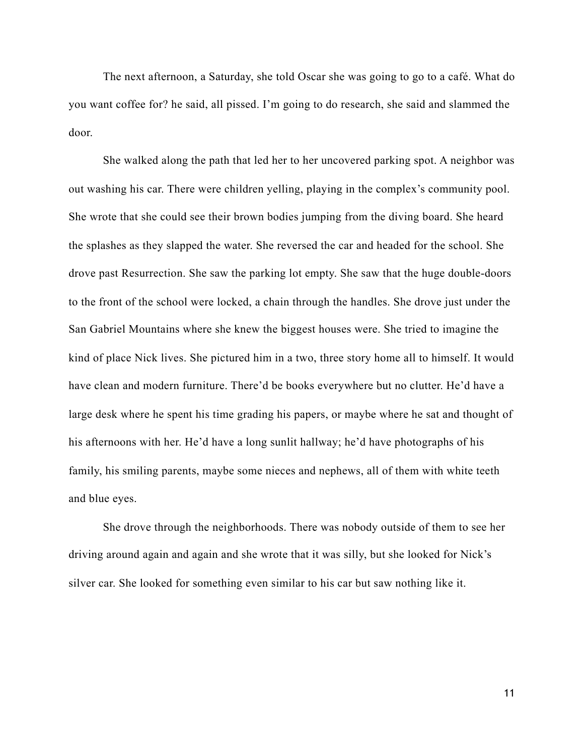The next afternoon, a Saturday, she told Oscar she was going to go to a café. What do you want coffee for? he said, all pissed. I'm going to do research, she said and slammed the door.

She walked along the path that led her to her uncovered parking spot. A neighbor was out washing his car. There were children yelling, playing in the complex's community pool. She wrote that she could see their brown bodies jumping from the diving board. She heard the splashes as they slapped the water. She reversed the car and headed for the school. She drove past Resurrection. She saw the parking lot empty. She saw that the huge double-doors to the front of the school were locked, a chain through the handles. She drove just under the San Gabriel Mountains where she knew the biggest houses were. She tried to imagine the kind of place Nick lives. She pictured him in a two, three story home all to himself. It would have clean and modern furniture. There'd be books everywhere but no clutter. He'd have a large desk where he spent his time grading his papers, or maybe where he sat and thought of his afternoons with her. He'd have a long sunlit hallway; he'd have photographs of his family, his smiling parents, maybe some nieces and nephews, all of them with white teeth and blue eyes.

She drove through the neighborhoods. There was nobody outside of them to see her driving around again and again and she wrote that it was silly, but she looked for Nick's silver car. She looked for something even similar to his car but saw nothing like it.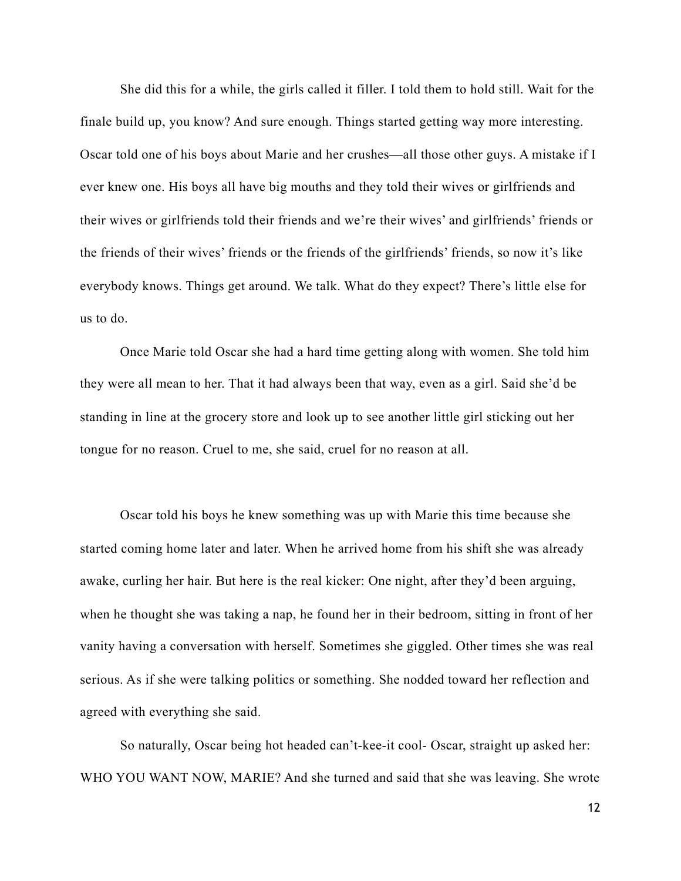She did this for a while, the girls called it filler. I told them to hold still. Wait for the finale build up, you know? And sure enough. Things started getting way more interesting. Oscar told one of his boys about Marie and her crushes—all those other guys. A mistake if I ever knew one. His boys all have big mouths and they told their wives or girlfriends and their wives or girlfriends told their friends and we're their wives' and girlfriends' friends or the friends of their wives' friends or the friends of the girlfriends' friends, so now it's like everybody knows. Things get around. We talk. What do they expect? There's little else for us to do.

Once Marie told Oscar she had a hard time getting along with women. She told him they were all mean to her. That it had always been that way, even as a girl. Said she'd be standing in line at the grocery store and look up to see another little girl sticking out her tongue for no reason. Cruel to me, she said, cruel for no reason at all.

Oscar told his boys he knew something was up with Marie this time because she started coming home later and later. When he arrived home from his shift she was already awake, curling her hair. But here is the real kicker: One night, after they'd been arguing, when he thought she was taking a nap, he found her in their bedroom, sitting in front of her vanity having a conversation with herself. Sometimes she giggled. Other times she was real serious. As if she were talking politics or something. She nodded toward her reflection and agreed with everything she said.

So naturally, Oscar being hot headed can't-kee-it cool- Oscar, straight up asked her: WHO YOU WANT NOW, MARIE? And she turned and said that she was leaving. She wrote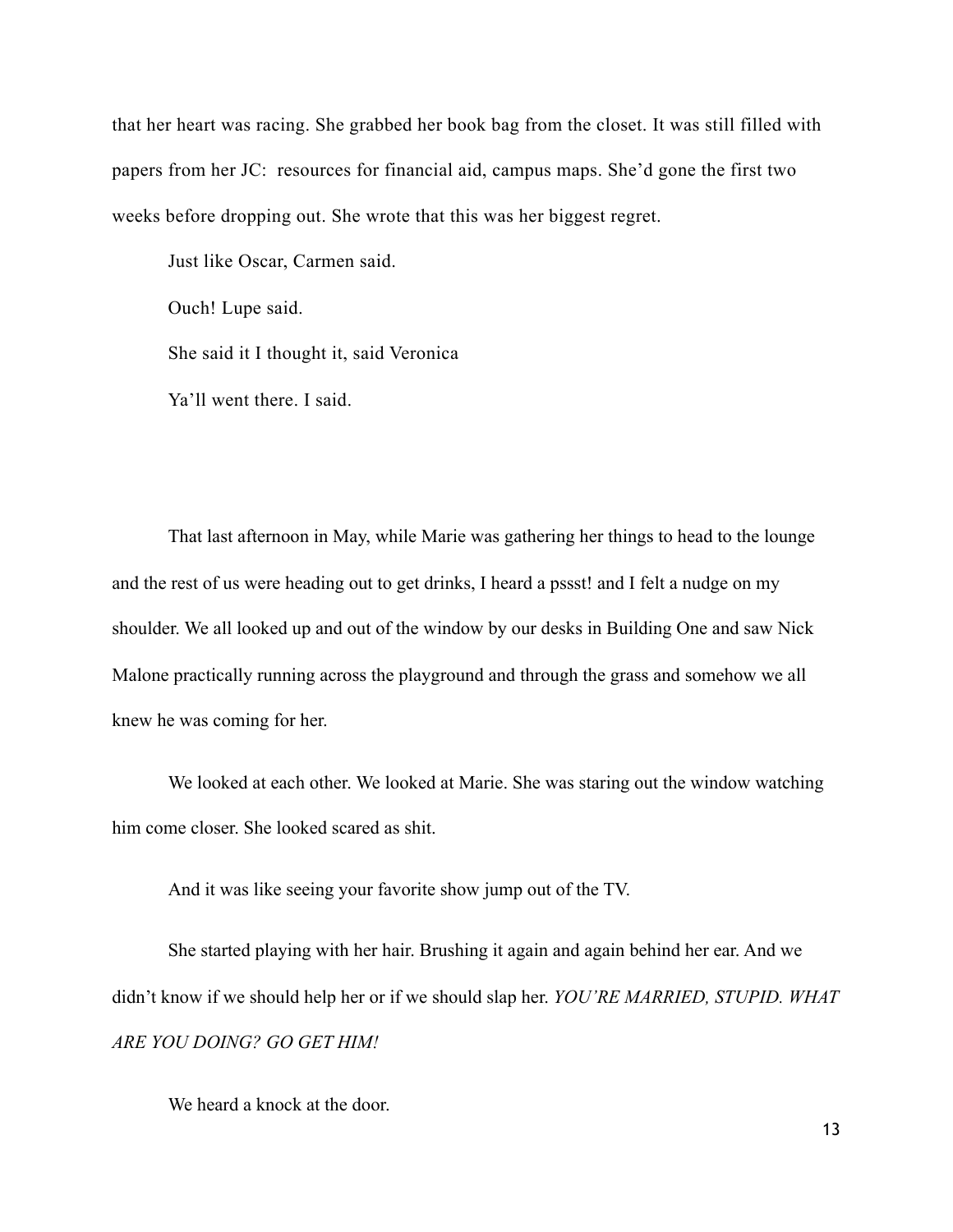that her heart was racing. She grabbed her book bag from the closet. It was still filled with papers from her JC:  resources for financial aid, campus maps. She'd gone the first two weeks before dropping out. She wrote that this was her biggest regret.

Just like Oscar, Carmen said.

Ouch! Lupe said.

She said it I thought it, said Veronica

Ya'll went there. I said.

That last afternoon in May, while Marie was gathering her things to head to the lounge and the rest of us were heading out to get drinks, I heard a pssst! and I felt a nudge on my shoulder. We all looked up and out of the window by our desks in Building One and saw Nick Malone practically running across the playground and through the grass and somehow we all knew he was coming for her.

We looked at each other. We looked at Marie. She was staring out the window watching him come closer. She looked scared as shit.

And it was like seeing your favorite show jump out of the TV.

She started playing with her hair. Brushing it again and again behind her ear. And we didn't know if we should help her or if we should slap her. *YOU'RE MARRIED, STUPID. WHAT ARE YOU DOING? GO GET HIM!*

We heard a knock at the door.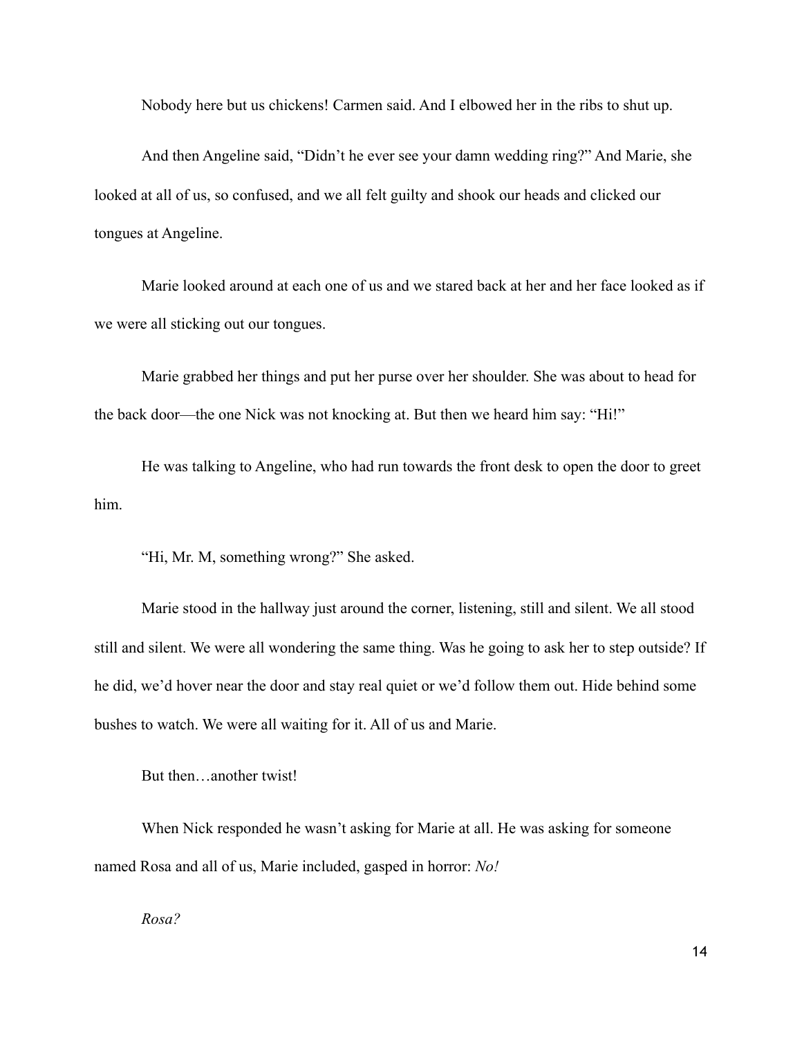Nobody here but us chickens! Carmen said. And I elbowed her in the ribs to shut up.

And then Angeline said, "Didn't he ever see your damn wedding ring?" And Marie, she looked at all of us, so confused, and we all felt guilty and shook our heads and clicked our tongues at Angeline.

Marie looked around at each one of us and we stared back at her and her face looked as if we were all sticking out our tongues.

Marie grabbed her things and put her purse over her shoulder. She was about to head for the back door—the one Nick was not knocking at. But then we heard him say: "Hi!"

He was talking to Angeline, who had run towards the front desk to open the door to greet him.

"Hi, Mr. M, something wrong?" She asked.

Marie stood in the hallway just around the corner, listening, still and silent. We all stood still and silent. We were all wondering the same thing. Was he going to ask her to step outside? If he did, we'd hover near the door and stay real quiet or we'd follow them out. Hide behind some bushes to watch. We were all waiting for it. All of us and Marie.

But then…another twist!

When Nick responded he wasn't asking for Marie at all. He was asking for someone named Rosa and all of us, Marie included, gasped in horror: *No!*

*Rosa?*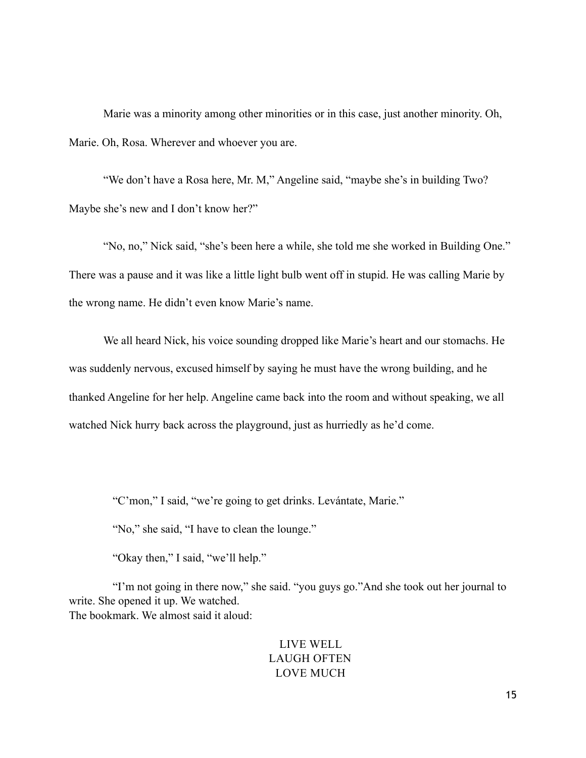Marie was a minority among other minorities or in this case, just another minority. Oh, Marie. Oh, Rosa. Wherever and whoever you are.

"We don't have a Rosa here, Mr. M," Angeline said, "maybe she's in building Two? Maybe she's new and I don't know her?"

"No, no," Nick said, "she's been here a while, she told me she worked in Building One." There was a pause and it was like a little light bulb went off in stupid. He was calling Marie by the wrong name. He didn't even know Marie's name.

We all heard Nick, his voice sounding dropped like Marie's heart and our stomachs. He was suddenly nervous, excused himself by saying he must have the wrong building, and he thanked Angeline for her help. Angeline came back into the room and without speaking, we all watched Nick hurry back across the playground, just as hurriedly as he'd come.

"C'mon," I said, "we're going to get drinks. Levántate, Marie."

"No," she said, "I have to clean the lounge."

"Okay then," I said, "we'll help."

"I'm not going in there now," she said. "you guys go."And she took out her journal to write. She opened it up. We watched.
The bookmark. We almost said it aloud:

LIVE WELL
LAUGH OFTEN
LOVE MUCH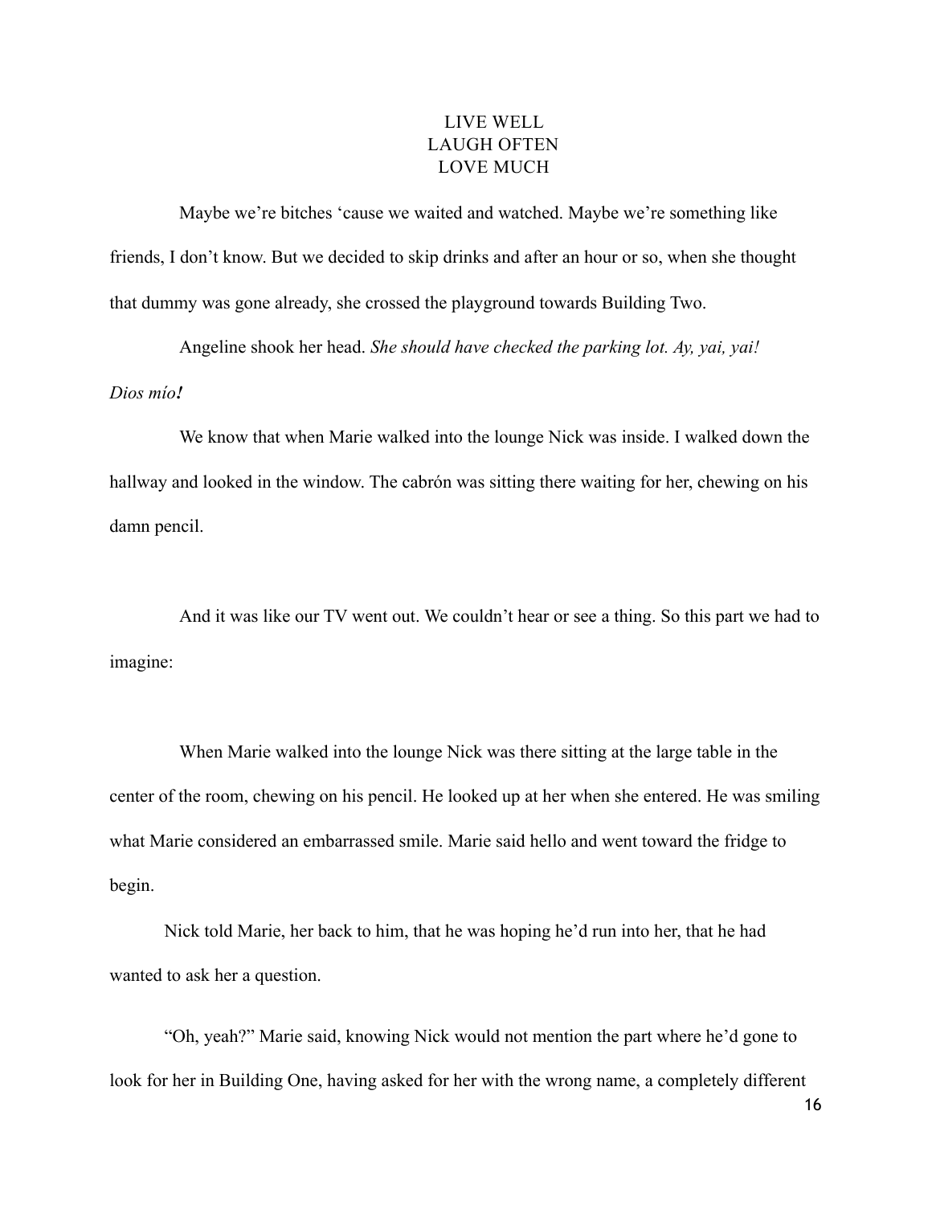LIVE WELL
LAUGH OFTEN
LOVE MUCH

Maybe we're bitches 'cause we waited and watched. Maybe we're something like friends, I don't know. But we decided to skip drinks and after an hour or so, when she thought that dummy was gone already, she crossed the playground towards Building Two.

Angeline shook her head. *She should have checked the parking lot. Ay, yai, yai! Dios mío!*

We know that when Marie walked into the lounge Nick was inside. I walked down the hallway and looked in the window. The cabrón was sitting there waiting for her, chewing on his damn pencil.

And it was like our TV went out. We couldn't hear or see a thing. So this part we had to imagine:

When Marie walked into the lounge Nick was there sitting at the large table in the center of the room, chewing on his pencil. He looked up at her when she entered. He was smiling what Marie considered an embarrassed smile. Marie said hello and went toward the fridge to begin.

Nick told Marie, her back to him, that he was hoping he'd run into her, that he had wanted to ask her a question.

"Oh, yeah?" Marie said, knowing Nick would not mention the part where he'd gone to look for her in Building One, having asked for her with the wrong name, a completely different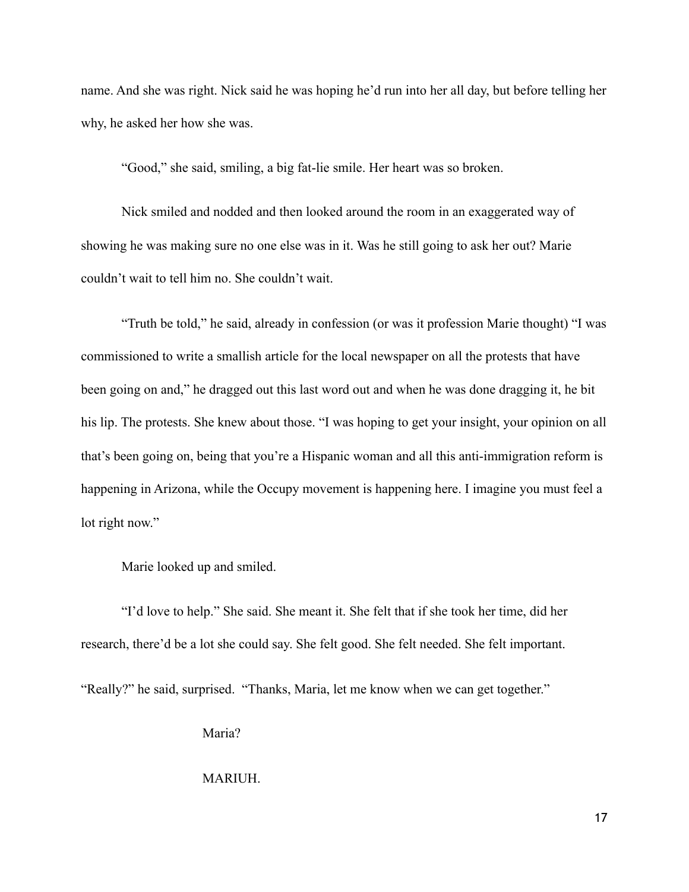name. And she was right. Nick said he was hoping he'd run into her all day, but before telling her why, he asked her how she was.

"Good," she said, smiling, a big fat-lie smile. Her heart was so broken.

Nick smiled and nodded and then looked around the room in an exaggerated way of showing he was making sure no one else was in it. Was he still going to ask her out? Marie couldn't wait to tell him no. She couldn't wait.

"Truth be told," he said, already in confession (or was it profession Marie thought) "I was commissioned to write a smallish article for the local newspaper on all the protests that have been going on and," he dragged out this last word out and when he was done dragging it, he bit his lip. The protests. She knew about those. "I was hoping to get your insight, your opinion on all that's been going on, being that you're a Hispanic woman and all this anti-immigration reform is happening in Arizona, while the Occupy movement is happening here. I imagine you must feel a lot right now."

Marie looked up and smiled.

"I'd love to help." She said. She meant it. She felt that if she took her time, did her research, there'd be a lot she could say. She felt good. She felt needed. She felt important.

"Really?" he said, surprised. "Thanks, Maria, let me know when we can get together."

Maria?

MARIUH.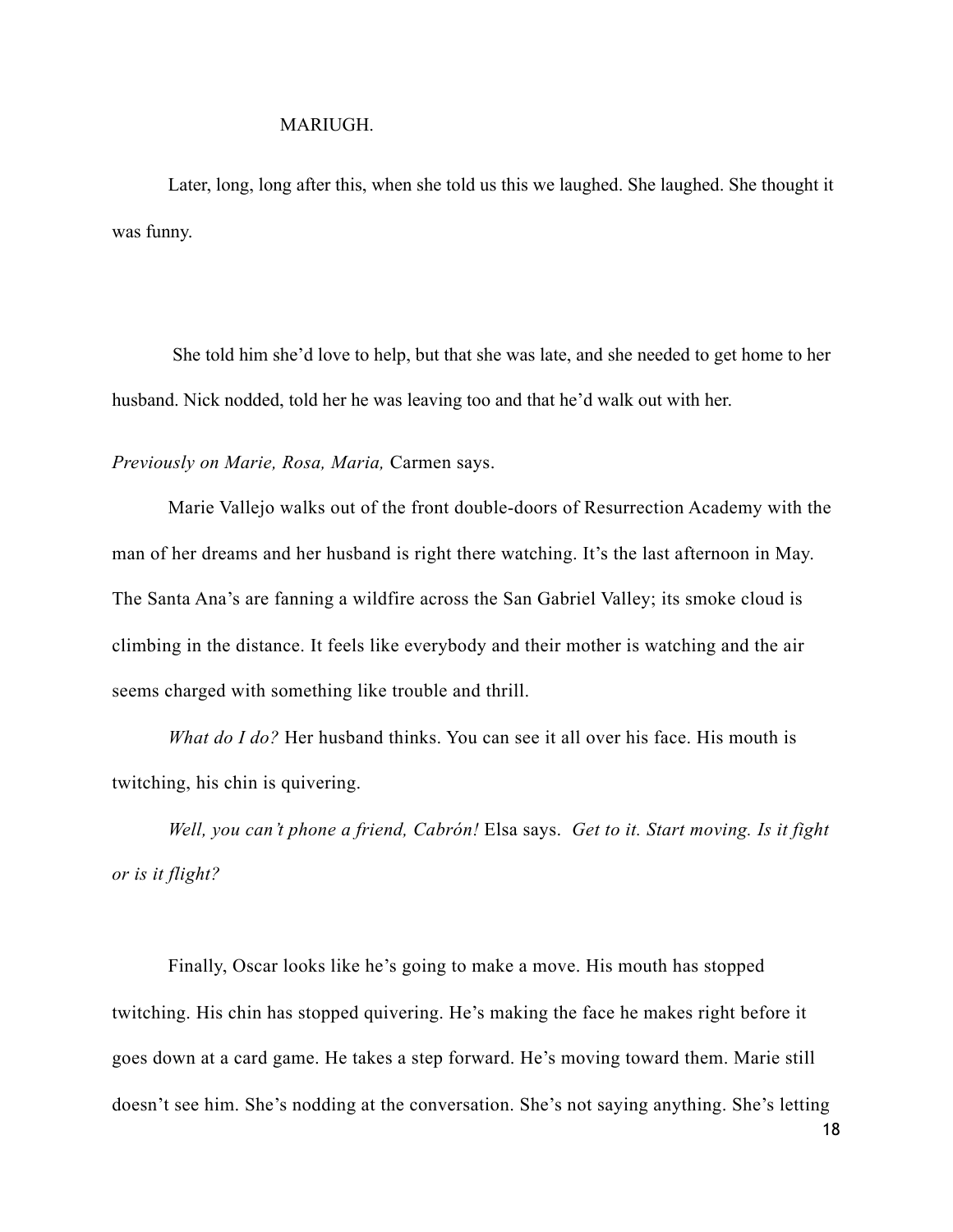MARIUGH.

Later, long, long after this, when she told us this we laughed. She laughed. She thought it was funny.

She told him she'd love to help, but that she was late, and she needed to get home to her husband. Nick nodded, told her he was leaving too and that he'd walk out with her.

*Previously on Marie, Rosa, Maria,* Carmen says.

Marie Vallejo walks out of the front double-doors of Resurrection Academy with the man of her dreams and her husband is right there watching. It's the last afternoon in May. The Santa Ana's are fanning a wildfire across the San Gabriel Valley; its smoke cloud is climbing in the distance. It feels like everybody and their mother is watching and the air seems charged with something like trouble and thrill.

*What do I do?* Her husband thinks. You can see it all over his face. His mouth is twitching, his chin is quivering.

*Well, you can't phone a friend, Cabrón!* Elsa says. *Get to it. Start moving. Is it fight or is it flight?*

Finally, Oscar looks like he's going to make a move. His mouth has stopped twitching. His chin has stopped quivering. He's making the face he makes right before it goes down at a card game. He takes a step forward. He's moving toward them. Marie still doesn't see him. She's nodding at the conversation. She's not saying anything. She's letting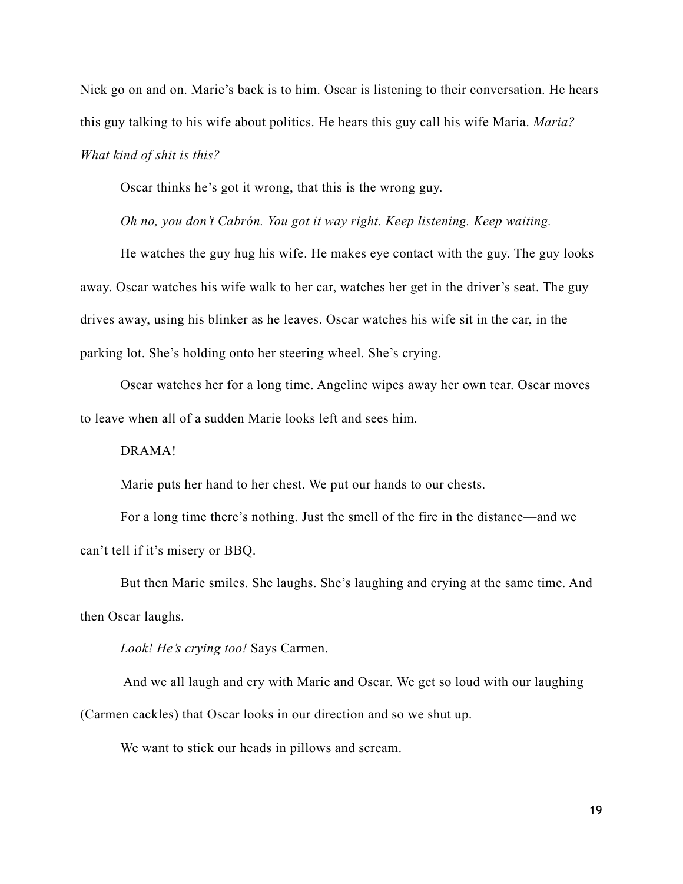Nick go on and on. Marie's back is to him. Oscar is listening to their conversation. He hears this guy talking to his wife about politics. He hears this guy call his wife Maria. *Maria? What kind of shit is this?*

Oscar thinks he's got it wrong, that this is the wrong guy.

*Oh no, you don't Cabrón. You got it way right. Keep listening. Keep waiting.*

He watches the guy hug his wife. He makes eye contact with the guy. The guy looks away. Oscar watches his wife walk to her car, watches her get in the driver's seat. The guy drives away, using his blinker as he leaves. Oscar watches his wife sit in the car, in the parking lot. She's holding onto her steering wheel. She's crying.

Oscar watches her for a long time. Angeline wipes away her own tear. Oscar moves to leave when all of a sudden Marie looks left and sees him.

DRAMA!

Marie puts her hand to her chest. We put our hands to our chests.

For a long time there's nothing. Just the smell of the fire in the distance—and we can't tell if it's misery or BBQ.

But then Marie smiles. She laughs. She's laughing and crying at the same time. And then Oscar laughs.

*Look! He's crying too!* Says Carmen.

And we all laugh and cry with Marie and Oscar. We get so loud with our laughing (Carmen cackles) that Oscar looks in our direction and so we shut up.

We want to stick our heads in pillows and scream.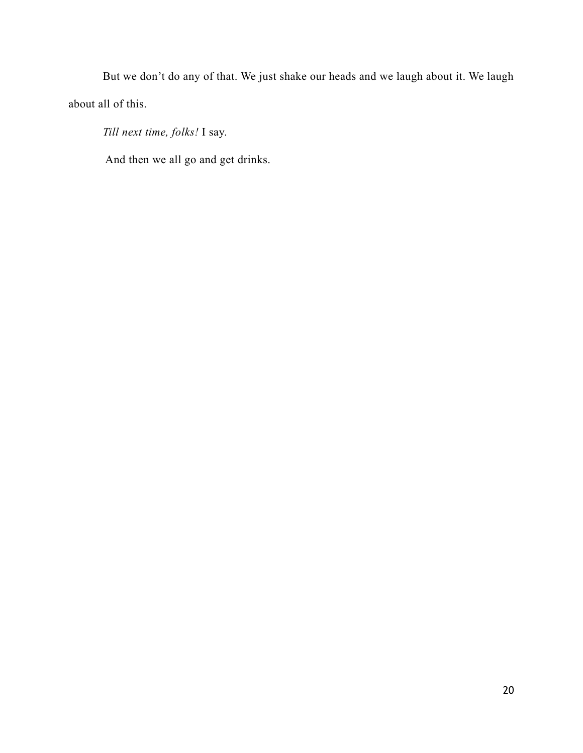But we don’t do any of that. We just shake our heads and we laugh about it. We laugh about all of this.

*Till next time, folks!* I say.

And then we all go and get drinks.